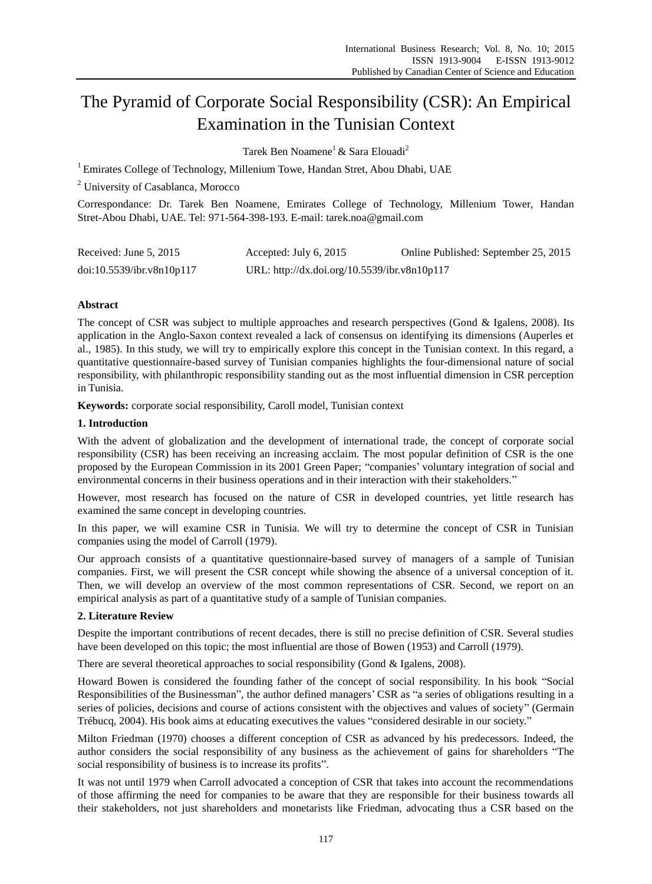# The Pyramid of Corporate Social Responsibility (CSR): An Empirical Examination in the Tunisian Context

Tarek Ben Noamene[1] & Sara Elouadi[2]

[1] Emirates College of Technology, Millenium Towe, Handan Stret, Abou Dhabi, UAE

[2] University of Casablanca, Morocco

Correspondance: Dr. Tarek Ben Noamene, Emirates College of Technology, Millenium Tower, Handan Stret-Abou Dhabi, UAE. Tel: 971-564-398-193. E-mail: tarek.noa@gmail.com

| Received: June 5, 2015 | Accepted: July 6, 2015 | Online Published: September 25, 2015 |
|---|---|---|
| doi:10.5539/ibr.v8n10p117 | URL: http://dx.doi.org/10.5539/ibr.v8n10p117 | |

**Abstract**

The concept of CSR was subject to multiple approaches and research perspectives (Gond & Igalens, 2008). Its application in the Anglo-Saxon context revealed a lack of consensus on identifying its dimensions (Auperles et al., 1985). In this study, we will try to empirically explore this concept in the Tunisian context. In this regard, a quantitative questionnaire-based survey of Tunisian companies highlights the four-dimensional nature of social responsibility, with philanthropic responsibility standing out as the most influential dimension in CSR perception in Tunisia.

**Keywords:** corporate social responsibility, Caroll model, Tunisian context

## 1. Introduction

With the advent of globalization and the development of international trade, the concept of corporate social responsibility (CSR) has been receiving an increasing acclaim. The most popular definition of CSR is the one proposed by the European Commission in its 2001 Green Paper; "companies' voluntary integration of social and environmental concerns in their business operations and in their interaction with their stakeholders."

However, most research has focused on the nature of CSR in developed countries, yet little research has examined the same concept in developing countries.

In this paper, we will examine CSR in Tunisia. We will try to determine the concept of CSR in Tunisian companies using the model of Carroll (1979).

Our approach consists of a quantitative questionnaire-based survey of managers of a sample of Tunisian companies. First, we will present the CSR concept while showing the absence of a universal conception of it. Then, we will develop an overview of the most common representations of CSR. Second, we report on an empirical analysis as part of a quantitative study of a sample of Tunisian companies.

## 2. Literature Review

Despite the important contributions of recent decades, there is still no precise definition of CSR. Several studies have been developed on this topic; the most influential are those of Bowen (1953) and Carroll (1979).

There are several theoretical approaches to social responsibility (Gond & Igalens, 2008).

Howard Bowen is considered the founding father of the concept of social responsibility. In his book "Social Responsibilities of the Businessman", the author defined managers' CSR as "a series of obligations resulting in a series of policies, decisions and course of actions consistent with the objectives and values of society" (Germain Trébucq, 2004). His book aims at educating executives the values "considered desirable in our society."

Milton Friedman (1970) chooses a different conception of CSR as advanced by his predecessors. Indeed, the author considers the social responsibility of any business as the achievement of gains for shareholders "The social responsibility of business is to increase its profits".

It was not until 1979 when Carroll advocated a conception of CSR that takes into account the recommendations of those affirming the need for companies to be aware that they are responsible for their business towards all their stakeholders, not just shareholders and monetarists like Friedman, advocating thus a CSR based on the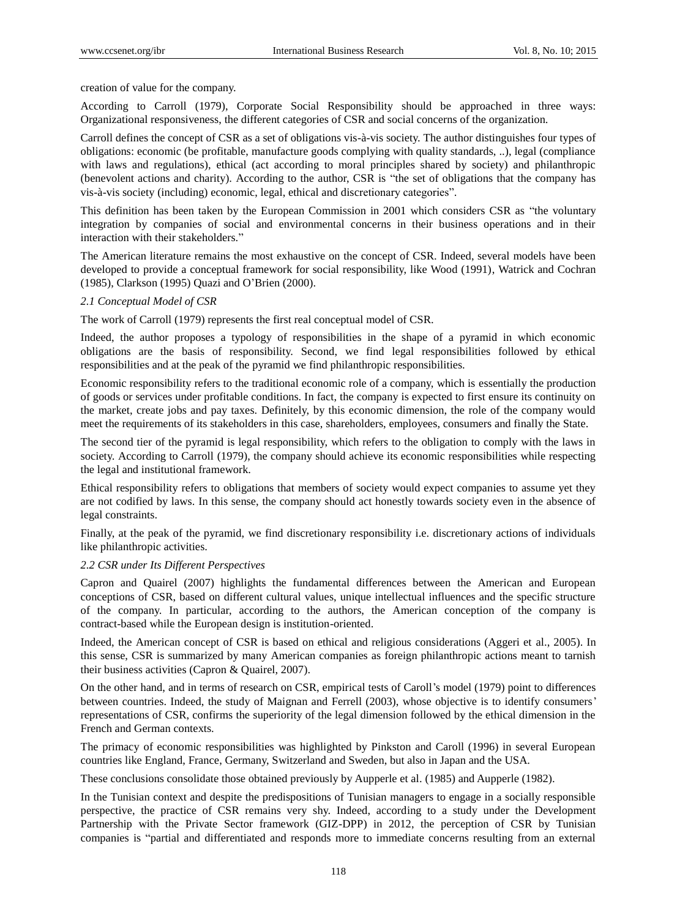creation of value for the company.

According to Carroll (1979), Corporate Social Responsibility should be approached in three ways: Organizational responsiveness, the different categories of CSR and social concerns of the organization.

Carroll defines the concept of CSR as a set of obligations vis-à-vis society. The author distinguishes four types of obligations: economic (be profitable, manufacture goods complying with quality standards, ..), legal (compliance with laws and regulations), ethical (act according to moral principles shared by society) and philanthropic (benevolent actions and charity). According to the author, CSR is "the set of obligations that the company has vis-à-vis society (including) economic, legal, ethical and discretionary categories".

This definition has been taken by the European Commission in 2001 which considers CSR as "the voluntary integration by companies of social and environmental concerns in their business operations and in their interaction with their stakeholders."

The American literature remains the most exhaustive on the concept of CSR. Indeed, several models have been developed to provide a conceptual framework for social responsibility, like Wood (1991), Watrick and Cochran (1985), Clarkson (1995) Quazi and O'Brien (2000).

### *2.1 Conceptual Model of CSR*

The work of Carroll (1979) represents the first real conceptual model of CSR.

Indeed, the author proposes a typology of responsibilities in the shape of a pyramid in which economic obligations are the basis of responsibility. Second, we find legal responsibilities followed by ethical responsibilities and at the peak of the pyramid we find philanthropic responsibilities.

Economic responsibility refers to the traditional economic role of a company, which is essentially the production of goods or services under profitable conditions. In fact, the company is expected to first ensure its continuity on the market, create jobs and pay taxes. Definitely, by this economic dimension, the role of the company would meet the requirements of its stakeholders in this case, shareholders, employees, consumers and finally the State.

The second tier of the pyramid is legal responsibility, which refers to the obligation to comply with the laws in society. According to Carroll (1979), the company should achieve its economic responsibilities while respecting the legal and institutional framework.

Ethical responsibility refers to obligations that members of society would expect companies to assume yet they are not codified by laws. In this sense, the company should act honestly towards society even in the absence of legal constraints.

Finally, at the peak of the pyramid, we find discretionary responsibility i.e. discretionary actions of individuals like philanthropic activities.

### *2.2 CSR under Its Different Perspectives*

Capron and Quairel (2007) highlights the fundamental differences between the American and European conceptions of CSR, based on different cultural values, unique intellectual influences and the specific structure of the company. In particular, according to the authors, the American conception of the company is contract-based while the European design is institution-oriented.

Indeed, the American concept of CSR is based on ethical and religious considerations (Aggeri et al., 2005). In this sense, CSR is summarized by many American companies as foreign philanthropic actions meant to tarnish their business activities (Capron & Quairel, 2007).

On the other hand, and in terms of research on CSR, empirical tests of Caroll's model (1979) point to differences between countries. Indeed, the study of Maignan and Ferrell (2003), whose objective is to identify consumers' representations of CSR, confirms the superiority of the legal dimension followed by the ethical dimension in the French and German contexts.

The primacy of economic responsibilities was highlighted by Pinkston and Caroll (1996) in several European countries like England, France, Germany, Switzerland and Sweden, but also in Japan and the USA.

These conclusions consolidate those obtained previously by Aupperle et al. (1985) and Aupperle (1982).

In the Tunisian context and despite the predispositions of Tunisian managers to engage in a socially responsible perspective, the practice of CSR remains very shy. Indeed, according to a study under the Development Partnership with the Private Sector framework (GIZ-DPP) in 2012, the perception of CSR by Tunisian companies is "partial and differentiated and responds more to immediate concerns resulting from an external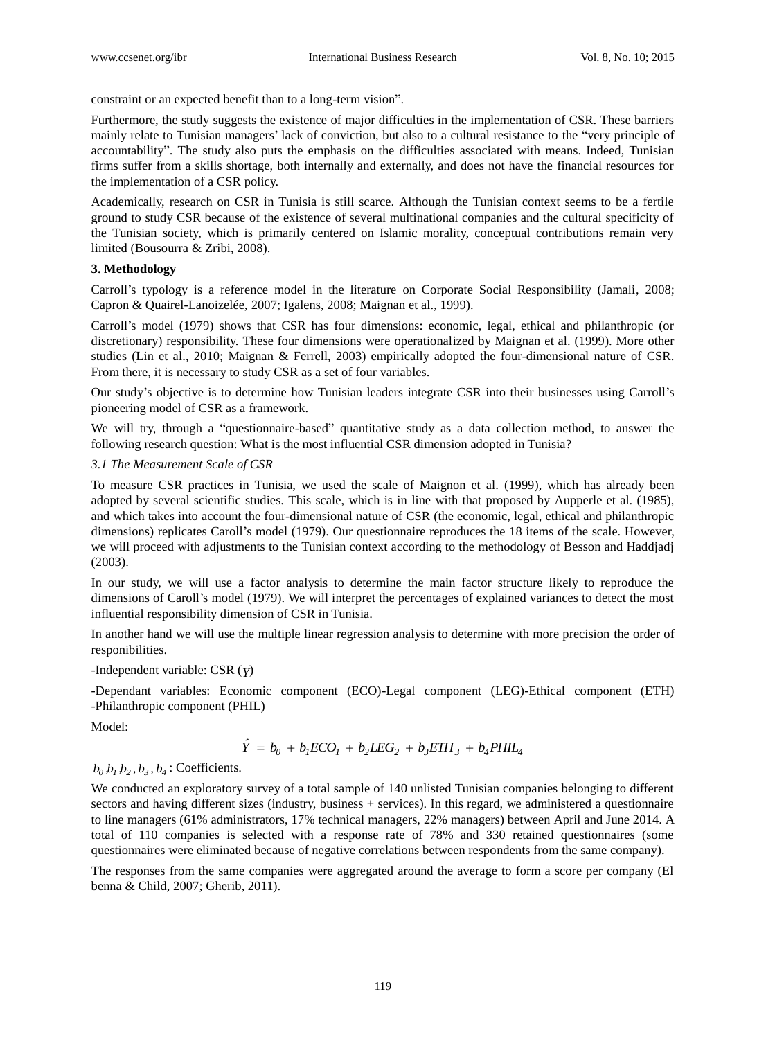constraint or an expected benefit than to a long-term vision".

Furthermore, the study suggests the existence of major difficulties in the implementation of CSR. These barriers mainly relate to Tunisian managers' lack of conviction, but also to a cultural resistance to the "very principle of accountability". The study also puts the emphasis on the difficulties associated with means. Indeed, Tunisian firms suffer from a skills shortage, both internally and externally, and does not have the financial resources for the implementation of a CSR policy.

Academically, research on CSR in Tunisia is still scarce. Although the Tunisian context seems to be a fertile ground to study CSR because of the existence of several multinational companies and the cultural specificity of the Tunisian society, which is primarily centered on Islamic morality, conceptual contributions remain very limited (Bousourra & Zribi, 2008).

## 3. Methodology

Carroll's typology is a reference model in the literature on Corporate Social Responsibility (Jamali, 2008; Capron & Quairel-Lanoizelée, 2007; Igalens, 2008; Maignan et al., 1999).

Carroll's model (1979) shows that CSR has four dimensions: economic, legal, ethical and philanthropic (or discretionary) responsibility. These four dimensions were operationalized by Maignan et al. (1999). More other studies (Lin et al., 2010; Maignan & Ferrell, 2003) empirically adopted the four-dimensional nature of CSR. From there, it is necessary to study CSR as a set of four variables.

Our study's objective is to determine how Tunisian leaders integrate CSR into their businesses using Carroll's pioneering model of CSR as a framework.

We will try, through a "questionnaire-based" quantitative study as a data collection method, to answer the following research question: What is the most influential CSR dimension adopted in Tunisia?

### *3.1 The Measurement Scale of CSR*

To measure CSR practices in Tunisia, we used the scale of Maignon et al. (1999), which has already been adopted by several scientific studies. This scale, which is in line with that proposed by Aupperle et al. (1985), and which takes into account the four-dimensional nature of CSR (the economic, legal, ethical and philanthropic dimensions) replicates Caroll's model (1979). Our questionnaire reproduces the 18 items of the scale. However, we will proceed with adjustments to the Tunisian context according to the methodology of Besson and Haddjadj (2003).

In our study, we will use a factor analysis to determine the main factor structure likely to reproduce the dimensions of Caroll's model (1979). We will interpret the percentages of explained variances to detect the most influential responsibility dimension of CSR in Tunisia.

In another hand we will use the multiple linear regression analysis to determine with more precision the order of responibilities.

-Independent variable: CSR ($Y$)

-Dependant variables: Economic component (ECO)-Legal component (LEG)-Ethical component (ETH) -Philanthropic component (PHIL)

Model:

$$\hat{Y} = b_0 + b_1 ECO_1 + b_2 LEG_2 + b_3 ETH_3 + b_4 PHIL_4$$

$b_0, b_1, b_2, b_3, b_4$: Coefficients.

We conducted an exploratory survey of a total sample of 140 unlisted Tunisian companies belonging to different sectors and having different sizes (industry, business + services). In this regard, we administered a questionnaire to line managers (61% administrators, 17% technical managers, 22% managers) between April and June 2014. A total of 110 companies is selected with a response rate of 78% and 330 retained questionnaires (some questionnaires were eliminated because of negative correlations between respondents from the same company).

The responses from the same companies were aggregated around the average to form a score per company (El benna & Child, 2007; Gherib, 2011).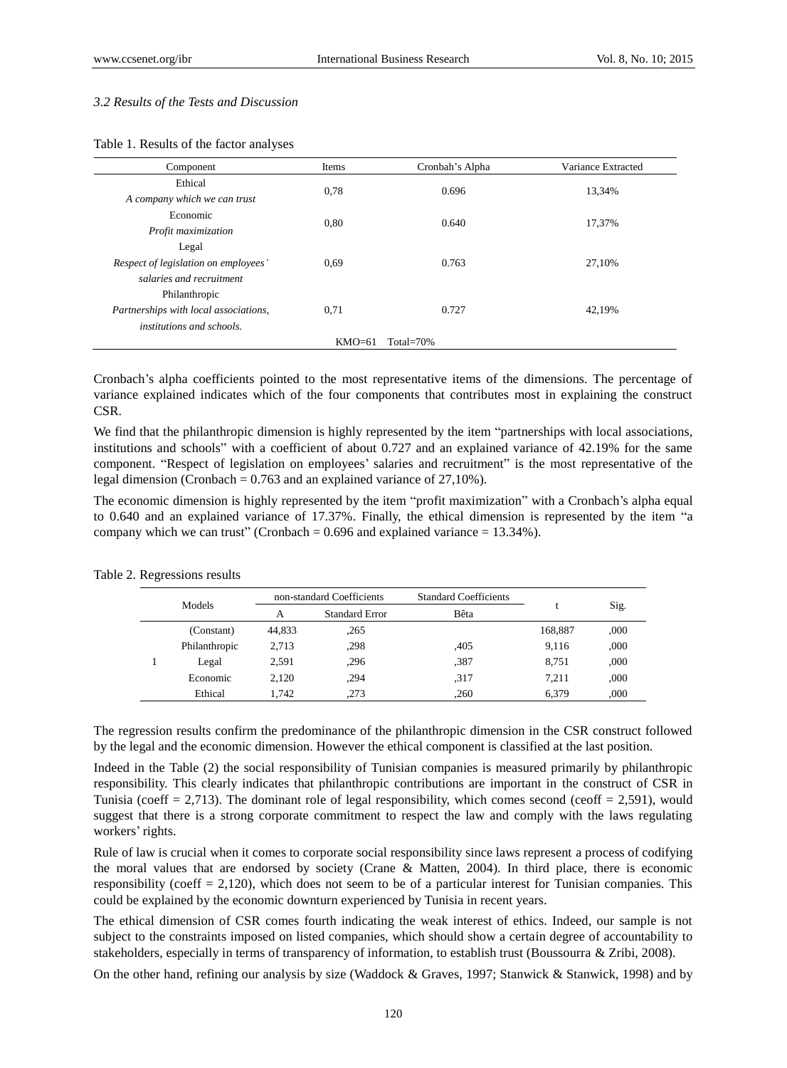*3.2 Results of the Tests and Discussion*

Table 1. Results of the factor analyses

| Component | Items | Cronbah's Alpha | Variance Extracted |
|---|---|---|---|
| Ethical<br>*A company which we can trust* | 0,78 | 0.696 | 13,34% |
| Economic<br>*Profit maximization* | 0,80 | 0.640 | 17,37% |
| Legal<br>*Respect of legislation on employees' salaries and recruitment* | 0,69 | 0.763 | 27,10% |
| Philanthropic<br>*Partnerships with local associations, institutions and schools.* | 0,71 | 0.727 | 42,19% |
| KMO=61 Total=70% | | | |

Cronbach's alpha coefficients pointed to the most representative items of the dimensions. The percentage of variance explained indicates which of the four components that contributes most in explaining the construct CSR.

We find that the philanthropic dimension is highly represented by the item "partnerships with local associations, institutions and schools" with a coefficient of about 0.727 and an explained variance of 42.19% for the same component. "Respect of legislation on employees' salaries and recruitment" is the most representative of the legal dimension (Cronbach = 0.763 and an explained variance of 27,10%).

The economic dimension is highly represented by the item "profit maximization" with a Cronbach's alpha equal to 0.640 and an explained variance of 17.37%. Finally, the ethical dimension is represented by the item "a company which we can trust" (Cronbach = 0.696 and explained variance = 13.34%).

Table 2. Regressions results

| Models | | non-standard Coefficients | | Standard Coefficients | t | Sig. |
|---|---|---|---|---|---|---|
| | | A | Standard Error | Bêta | | |
| 1 | (Constant) | 44,833 | ,265 | | 168,887 | ,000 |
| | Philanthropic | 2,713 | ,298 | ,405 | 9,116 | ,000 |
| | Legal | 2,591 | ,296 | ,387 | 8,751 | ,000 |
| | Economic | 2,120 | ,294 | ,317 | 7,211 | ,000 |
| | Ethical | 1,742 | ,273 | ,260 | 6,379 | ,000 |

The regression results confirm the predominance of the philanthropic dimension in the CSR construct followed by the legal and the economic dimension. However the ethical component is classified at the last position.

Indeed in the Table (2) the social responsibility of Tunisian companies is measured primarily by philanthropic responsibility. This clearly indicates that philanthropic contributions are important in the construct of CSR in Tunisia (coeff = 2,713). The dominant role of legal responsibility, which comes second (ceoff = 2,591), would suggest that there is a strong corporate commitment to respect the law and comply with the laws regulating workers' rights.

Rule of law is crucial when it comes to corporate social responsibility since laws represent a process of codifying the moral values that are endorsed by society (Crane & Matten, 2004). In third place, there is economic responsibility (coeff = 2,120), which does not seem to be of a particular interest for Tunisian companies. This could be explained by the economic downturn experienced by Tunisia in recent years.

The ethical dimension of CSR comes fourth indicating the weak interest of ethics. Indeed, our sample is not subject to the constraints imposed on listed companies, which should show a certain degree of accountability to stakeholders, especially in terms of transparency of information, to establish trust (Boussourra & Zribi, 2008).

On the other hand, refining our analysis by size (Waddock & Graves, 1997; Stanwick & Stanwick, 1998) and by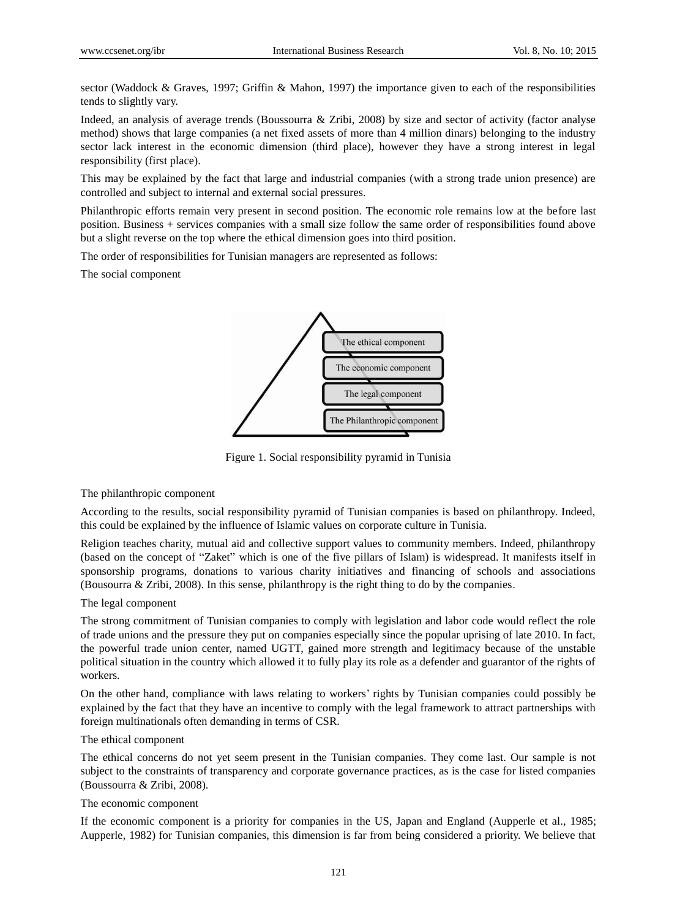sector (Waddock & Graves, 1997; Griffin & Mahon, 1997) the importance given to each of the responsibilities tends to slightly vary.

Indeed, an analysis of average trends (Boussourra & Zribi, 2008) by size and sector of activity (factor analyse method) shows that large companies (a net fixed assets of more than 4 million dinars) belonging to the industry sector lack interest in the economic dimension (third place), however they have a strong interest in legal responsibility (first place).

This may be explained by the fact that large and industrial companies (with a strong trade union presence) are controlled and subject to internal and external social pressures.

Philanthropic efforts remain very present in second position. The economic role remains low at the before last position. Business + services companies with a small size follow the same order of responsibilities found above but a slight reverse on the top where the ethical dimension goes into third position.

The order of responsibilities for Tunisian managers are represented as follows:

The social component

The ethical component

The economic component

The legal component

The Philanthropic component

Figure 1. Social responsibility pyramid in Tunisia

The philanthropic component

According to the results, social responsibility pyramid of Tunisian companies is based on philanthropy. Indeed, this could be explained by the influence of Islamic values on corporate culture in Tunisia.

Religion teaches charity, mutual aid and collective support values to community members. Indeed, philanthropy (based on the concept of "Zaket" which is one of the five pillars of Islam) is widespread. It manifests itself in sponsorship programs, donations to various charity initiatives and financing of schools and associations (Bousourra & Zribi, 2008). In this sense, philanthropy is the right thing to do by the companies.

The legal component

The strong commitment of Tunisian companies to comply with legislation and labor code would reflect the role of trade unions and the pressure they put on companies especially since the popular uprising of late 2010. In fact, the powerful trade union center, named UGTT, gained more strength and legitimacy because of the unstable political situation in the country which allowed it to fully play its role as a defender and guarantor of the rights of workers.

On the other hand, compliance with laws relating to workers' rights by Tunisian companies could possibly be explained by the fact that they have an incentive to comply with the legal framework to attract partnerships with foreign multinationals often demanding in terms of CSR.

The ethical component

The ethical concerns do not yet seem present in the Tunisian companies. They come last. Our sample is not subject to the constraints of transparency and corporate governance practices, as is the case for listed companies (Boussourra & Zribi, 2008).

The economic component

If the economic component is a priority for companies in the US, Japan and England (Aupperle et al., 1985; Aupperle, 1982) for Tunisian companies, this dimension is far from being considered a priority. We believe that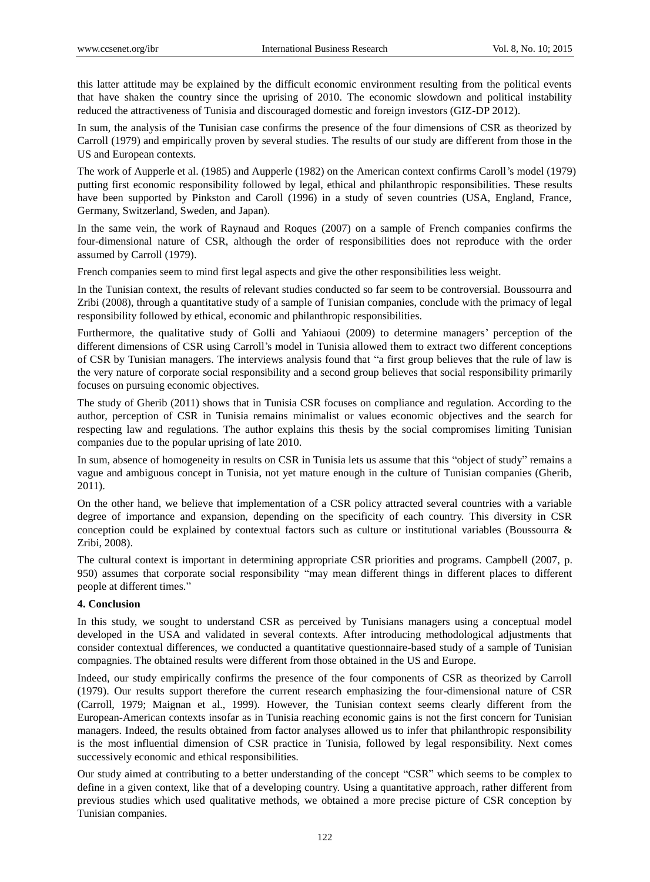this latter attitude may be explained by the difficult economic environment resulting from the political events that have shaken the country since the uprising of 2010. The economic slowdown and political instability reduced the attractiveness of Tunisia and discouraged domestic and foreign investors (GIZ-DP 2012).

In sum, the analysis of the Tunisian case confirms the presence of the four dimensions of CSR as theorized by Carroll (1979) and empirically proven by several studies. The results of our study are different from those in the US and European contexts.

The work of Aupperle et al. (1985) and Aupperle (1982) on the American context confirms Caroll's model (1979) putting first economic responsibility followed by legal, ethical and philanthropic responsibilities. These results have been supported by Pinkston and Caroll (1996) in a study of seven countries (USA, England, France, Germany, Switzerland, Sweden, and Japan).

In the same vein, the work of Raynaud and Roques (2007) on a sample of French companies confirms the four-dimensional nature of CSR, although the order of responsibilities does not reproduce with the order assumed by Carroll (1979).

French companies seem to mind first legal aspects and give the other responsibilities less weight.

In the Tunisian context, the results of relevant studies conducted so far seem to be controversial. Boussourra and Zribi (2008), through a quantitative study of a sample of Tunisian companies, conclude with the primacy of legal responsibility followed by ethical, economic and philanthropic responsibilities.

Furthermore, the qualitative study of Golli and Yahiaoui (2009) to determine managers' perception of the different dimensions of CSR using Carroll's model in Tunisia allowed them to extract two different conceptions of CSR by Tunisian managers. The interviews analysis found that "a first group believes that the rule of law is the very nature of corporate social responsibility and a second group believes that social responsibility primarily focuses on pursuing economic objectives.

The study of Gherib (2011) shows that in Tunisia CSR focuses on compliance and regulation. According to the author, perception of CSR in Tunisia remains minimalist or values economic objectives and the search for respecting law and regulations. The author explains this thesis by the social compromises limiting Tunisian companies due to the popular uprising of late 2010.

In sum, absence of homogeneity in results on CSR in Tunisia lets us assume that this "object of study" remains a vague and ambiguous concept in Tunisia, not yet mature enough in the culture of Tunisian companies (Gherib, 2011).

On the other hand, we believe that implementation of a CSR policy attracted several countries with a variable degree of importance and expansion, depending on the specificity of each country. This diversity in CSR conception could be explained by contextual factors such as culture or institutional variables (Boussourra & Zribi, 2008).

The cultural context is important in determining appropriate CSR priorities and programs. Campbell (2007, p. 950) assumes that corporate social responsibility "may mean different things in different places to different people at different times."

## 4. Conclusion

In this study, we sought to understand CSR as perceived by Tunisians managers using a conceptual model developed in the USA and validated in several contexts. After introducing methodological adjustments that consider contextual differences, we conducted a quantitative questionnaire-based study of a sample of Tunisian compagnies. The obtained results were different from those obtained in the US and Europe.

Indeed, our study empirically confirms the presence of the four components of CSR as theorized by Carroll (1979). Our results support therefore the current research emphasizing the four-dimensional nature of CSR (Carroll, 1979; Maignan et al., 1999). However, the Tunisian context seems clearly different from the European-American contexts insofar as in Tunisia reaching economic gains is not the first concern for Tunisian managers. Indeed, the results obtained from factor analyses allowed us to infer that philanthropic responsibility is the most influential dimension of CSR practice in Tunisia, followed by legal responsibility. Next comes successively economic and ethical responsibilities.

Our study aimed at contributing to a better understanding of the concept "CSR" which seems to be complex to define in a given context, like that of a developing country. Using a quantitative approach, rather different from previous studies which used qualitative methods, we obtained a more precise picture of CSR conception by Tunisian companies.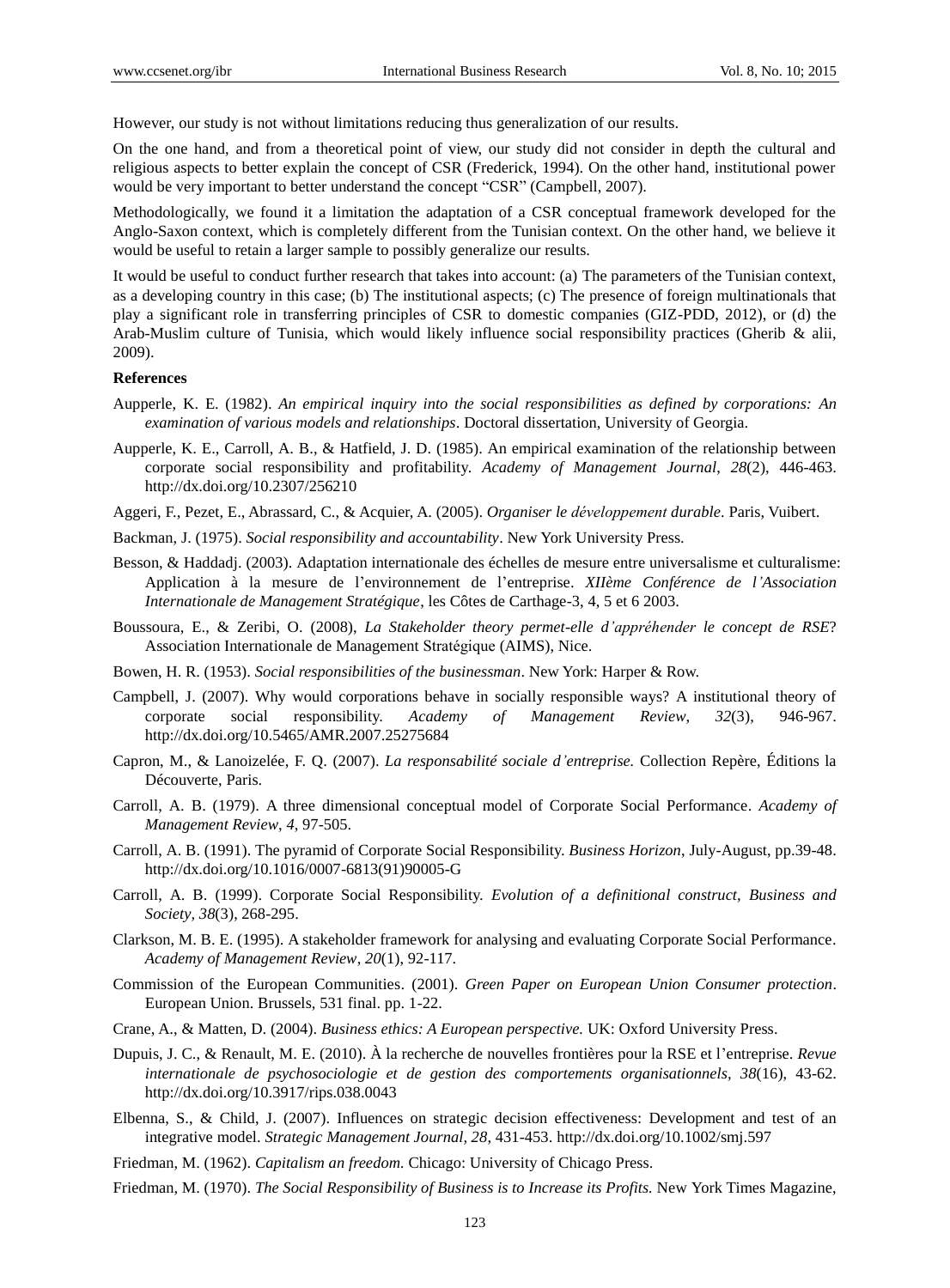However, our study is not without limitations reducing thus generalization of our results.

On the one hand, and from a theoretical point of view, our study did not consider in depth the cultural and religious aspects to better explain the concept of CSR (Frederick, 1994). On the other hand, institutional power would be very important to better understand the concept "CSR" (Campbell, 2007).

Methodologically, we found it a limitation the adaptation of a CSR conceptual framework developed for the Anglo-Saxon context, which is completely different from the Tunisian context. On the other hand, we believe it would be useful to retain a larger sample to possibly generalize our results.

It would be useful to conduct further research that takes into account: (a) The parameters of the Tunisian context, as a developing country in this case; (b) The institutional aspects; (c) The presence of foreign multinationals that play a significant role in transferring principles of CSR to domestic companies (GIZ-PDD, 2012), or (d) the Arab-Muslim culture of Tunisia, which would likely influence social responsibility practices (Gherib & alii, 2009).

**References**

Aupperle, K. E. (1982). *An empirical inquiry into the social responsibilities as defined by corporations: An examination of various models and relationships*. Doctoral dissertation, University of Georgia.

Aupperle, K. E., Carroll, A. B., & Hatfield, J. D. (1985). An empirical examination of the relationship between corporate social responsibility and profitability. *Academy of Management Journal*, *28*(2), 446-463. http://dx.doi.org/10.2307/256210

Aggeri, F., Pezet, E., Abrassard, C., & Acquier, A. (2005). *Organiser le développement durable*. Paris, Vuibert.

Backman, J. (1975). *Social responsibility and accountability*. New York University Press.

Besson, & Haddadj. (2003). Adaptation internationale des échelles de mesure entre universalisme et culturalisme: Application à la mesure de l'environnement de l'entreprise. *XIIème Conférence de l'Association Internationale de Management Stratégique*, les Côtes de Carthage-3, 4, 5 et 6 2003.

Boussoura, E., & Zeribi, O. (2008), *La Stakeholder theory permet-elle d'appréhender le concept de RSE*? Association Internationale de Management Stratégique (AIMS), Nice.

Bowen, H. R. (1953). *Social responsibilities of the businessman*. New York: Harper & Row.

Campbell, J. (2007). Why would corporations behave in socially responsible ways? A institutional theory of corporate social responsibility. *Academy of Management Review, 32*(3), 946-967. http://dx.doi.org/10.5465/AMR.2007.25275684

Capron, M., & Lanoizelée, F. Q. (2007). *La responsabilité sociale d'entreprise.* Collection Repère, Éditions la Découverte, Paris.

Carroll, A. B. (1979). A three dimensional conceptual model of Corporate Social Performance. *Academy of Management Review*, *4*, 97-505.

Carroll, A. B. (1991). The pyramid of Corporate Social Responsibility. *Business Horizon*, July-August, pp.39-48. http://dx.doi.org/10.1016/0007-6813(91)90005-G

Carroll, A. B. (1999). Corporate Social Responsibility. *Evolution of a definitional construct, Business and Society, 38*(3), 268-295.

Clarkson, M. B. E. (1995). A stakeholder framework for analysing and evaluating Corporate Social Performance. *Academy of Management Review*, *20*(1), 92-117.

Commission of the European Communities. (2001). *Green Paper on European Union Consumer protection*. European Union. Brussels, 531 final. pp. 1-22.

Crane, A., & Matten, D. (2004). *Business ethics: A European perspective.* UK: Oxford University Press.

Dupuis, J. C., & Renault, M. E. (2010). À la recherche de nouvelles frontières pour la RSE et l'entreprise. *Revue internationale de psychosociologie et de gestion des comportements organisationnels, 38*(16), 43-62. http://dx.doi.org/10.3917/rips.038.0043

Elbenna, S., & Child, J. (2007). Influences on strategic decision effectiveness: Development and test of an integrative model. *Strategic Management Journal, 28*, 431-453. http://dx.doi.org/10.1002/smj.597

Friedman, M. (1962). *Capitalism an freedom.* Chicago: University of Chicago Press.

Friedman, M. (1970). *The Social Responsibility of Business is to Increase its Profits.* New York Times Magazine,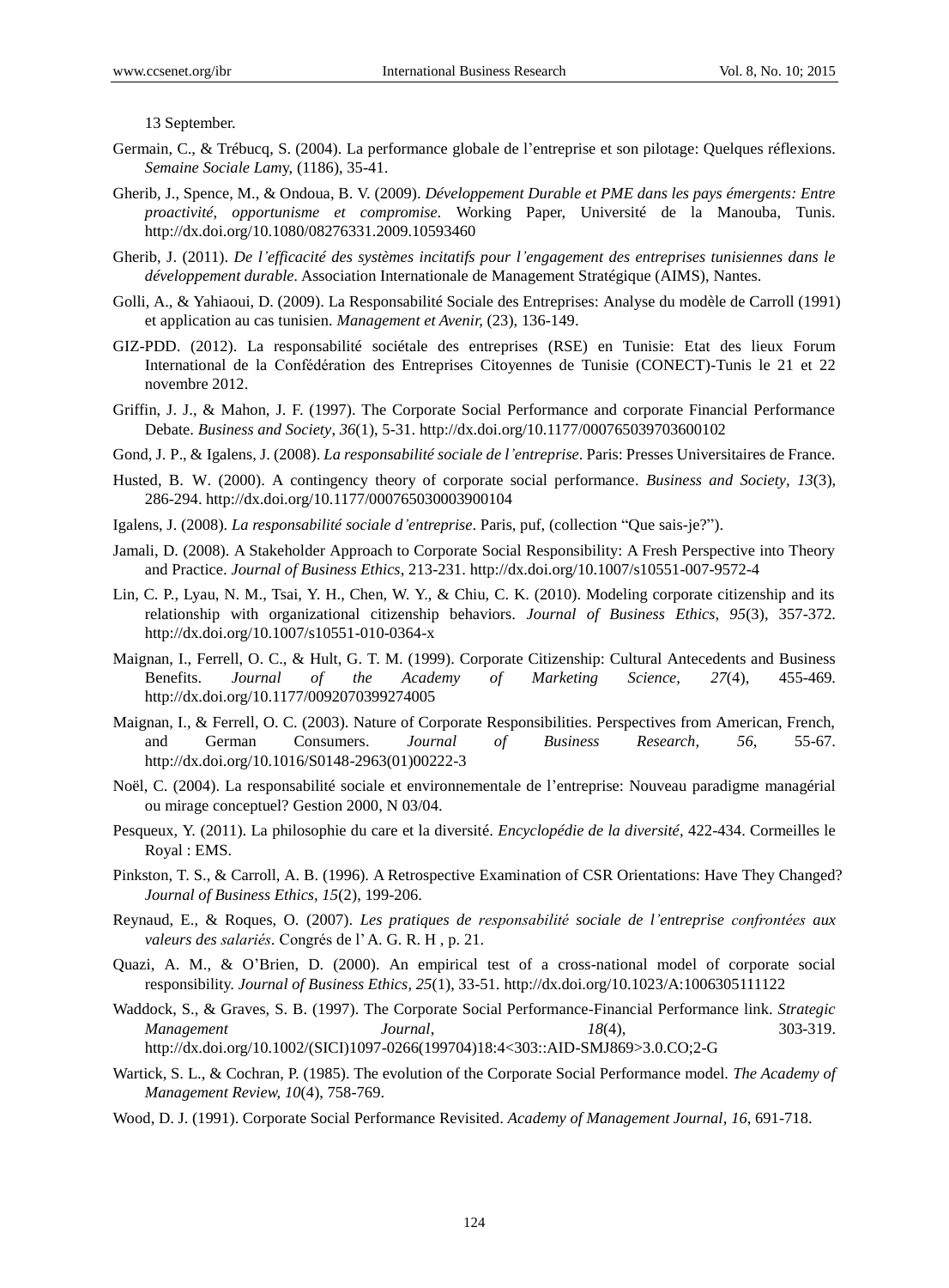13 September.

Germain, C., & Trébucq, S. (2004). La performance globale de l'entreprise et son pilotage: Quelques réflexions. *Semaine Sociale Lamy*, (1186), 35-41.

Gherib, J., Spence, M., & Ondoua, B. V. (2009). *Développement Durable et PME dans les pays émergents: Entre proactivité, opportunisme et compromise.* Working Paper, Université de la Manouba, Tunis. http://dx.doi.org/10.1080/08276331.2009.10593460

Gherib, J. (2011). *De l'efficacité des systèmes incitatifs pour l'engagement des entreprises tunisiennes dans le développement durable*. Association Internationale de Management Stratégique (AIMS), Nantes.

Golli, A., & Yahiaoui, D. (2009). La Responsabilité Sociale des Entreprises: Analyse du modèle de Carroll (1991) et application au cas tunisien. *Management et Avenir,* (23), 136-149.

GIZ-PDD. (2012). La responsabilité sociétale des entreprises (RSE) en Tunisie: Etat des lieux Forum International de la Confédération des Entreprises Citoyennes de Tunisie (CONECT)-Tunis le 21 et 22 novembre 2012.

Griffin, J. J., & Mahon, J. F. (1997). The Corporate Social Performance and corporate Financial Performance Debate. *Business and Society*, *36*(1), 5-31. http://dx.doi.org/10.1177/000765039703600102

Gond, J. P., & Igalens, J. (2008). *La responsabilité sociale de l'entreprise*. Paris: Presses Universitaires de France.

Husted, B. W. (2000). A contingency theory of corporate social performance. *Business and Society, 13*(3), 286-294. http://dx.doi.org/10.1177/000765030003900104

Igalens, J. (2008). *La responsabilité sociale d'entreprise*. Paris, puf, (collection "Que sais-je?").

Jamali, D. (2008). A Stakeholder Approach to Corporate Social Responsibility: A Fresh Perspective into Theory and Practice. *Journal of Business Ethics*, 213-231. http://dx.doi.org/10.1007/s10551-007-9572-4

Lin, C. P., Lyau, N. M., Tsai, Y. H., Chen, W. Y., & Chiu, C. K. (2010). Modeling corporate citizenship and its relationship with organizational citizenship behaviors. *Journal of Business Ethics, 95*(3), 357-372. http://dx.doi.org/10.1007/s10551-010-0364-x

Maignan, I., Ferrell, O. C., & Hult, G. T. M. (1999). Corporate Citizenship: Cultural Antecedents and Business Benefits. *Journal of the Academy of Marketing Science, 27*(4), 455-469. http://dx.doi.org/10.1177/0092070399274005

Maignan, I., & Ferrell, O. C. (2003). Nature of Corporate Responsibilities. Perspectives from American, French, and German Consumers. *Journal of Business Research, 56*, 55-67. http://dx.doi.org/10.1016/S0148-2963(01)00222-3

Noël, C. (2004). La responsabilité sociale et environnementale de l'entreprise: Nouveau paradigme managérial ou mirage conceptuel? Gestion 2000, N 03/04.

Pesqueux, Y. (2011). La philosophie du care et la diversité. *Encyclopédie de la diversité*, 422-434. Cormeilles le Royal : EMS.

Pinkston, T. S., & Carroll, A. B. (1996). A Retrospective Examination of CSR Orientations: Have They Changed? *Journal of Business Ethics, 15*(2), 199-206.

Reynaud, E., & Roques, O. (2007). *Les pratiques de responsabilité sociale de l'entreprise confrontées aux valeurs des salariés*. Congrés de l' A. G. R. H , p. 21.

Quazi, A. M., & O'Brien, D. (2000). An empirical test of a cross-national model of corporate social responsibility. *Journal of Business Ethics, 25*(1), 33-51. http://dx.doi.org/10.1023/A:1006305111122

Waddock, S., & Graves, S. B. (1997). The Corporate Social Performance-Financial Performance link. *Strategic Management Journal*, *18*(4), 303-319. http://dx.doi.org/10.1002/(SICI)1097-0266(199704)18:4<303::AID-SMJ869>3.0.CO;2-G

Wartick, S. L., & Cochran, P. (1985). The evolution of the Corporate Social Performance model. *The Academy of Management Review, 10*(4), 758-769.

Wood, D. J. (1991). Corporate Social Performance Revisited. *Academy of Management Journal*, *16*, 691-718.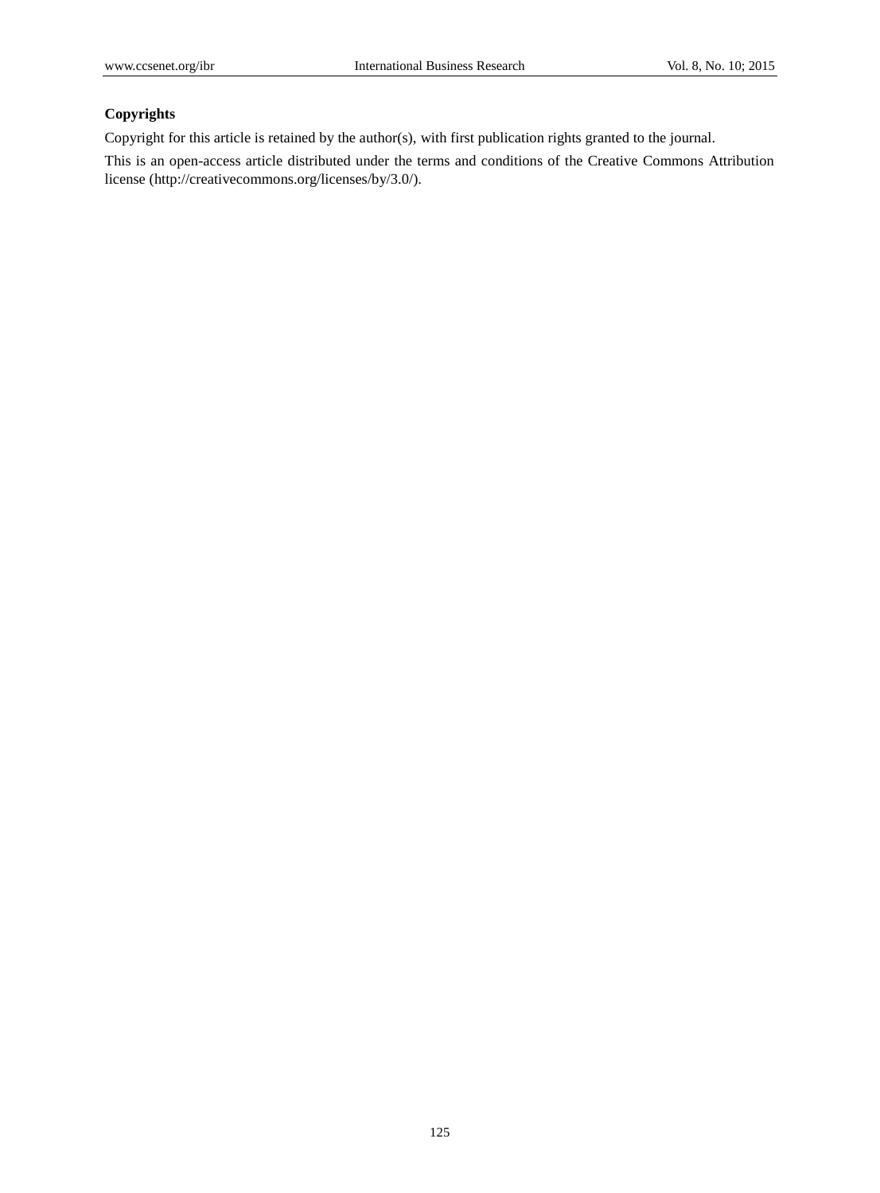**Copyrights**

Copyright for this article is retained by the author(s), with first publication rights granted to the journal.

This is an open-access article distributed under the terms and conditions of the Creative Commons Attribution license (http://creativecommons.org/licenses/by/3.0/).